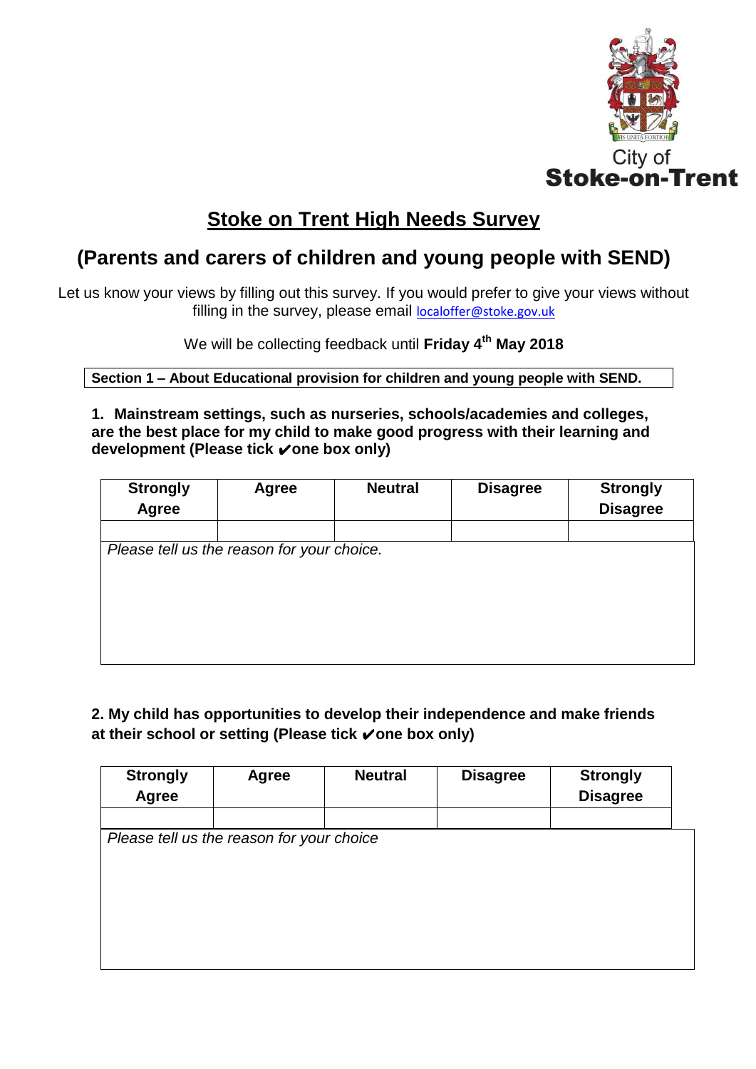City of
**Stoke-on-Trent**

# Stoke on Trent High Needs Survey

## (Parents and carers of children and young people with SEND)

Let us know your views by filling out this survey. If you would prefer to give your views without filling in the survey, please email localoffer@stoke.gov.uk

We will be collecting feedback until **Friday 4th May 2018**

**Section 1 – About Educational provision for children and young people with SEND.**

**1. Mainstream settings, such as nurseries, schools/academies and colleges, are the best place for my child to make good progress with their learning and development (Please tick ✔one box only)**

| Strongly Agree | Agree | Neutral | Disagree | Strongly Disagree |
| --- | --- | --- | --- | --- |
| | | | | |

*Please tell us the reason for your choice.*

**2. My child has opportunities to develop their independence and make friends at their school or setting (Please tick ✔one box only)**

| Strongly Agree | Agree | Neutral | Disagree | Strongly Disagree |
| --- | --- | --- | --- | --- |
| | | | | |

*Please tell us the reason for your choice*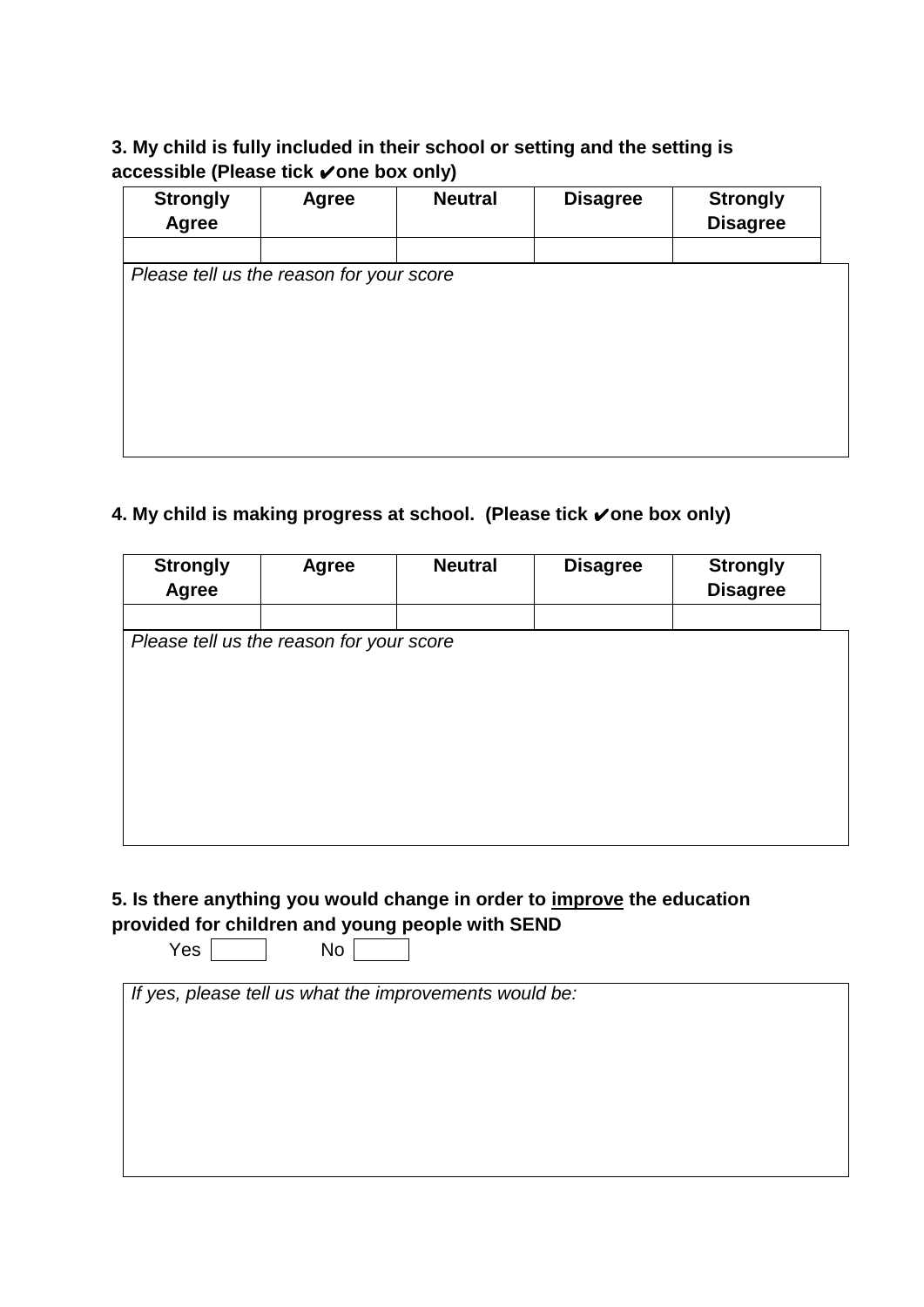**3. My child is fully included in their school or setting and the setting is accessible (Please tick ✔one box only)**

| Strongly Agree | Agree | Neutral | Disagree | Strongly Disagree |
|---|---|---|---|---|
| | | | | |

*Please tell us the reason for your score*

**4. My child is making progress at school. (Please tick ✔one box only)**

| Strongly Agree | Agree | Neutral | Disagree | Strongly Disagree |
|---|---|---|---|---|
| | | | | |

*Please tell us the reason for your score*

**5. Is there anything you would change in order to <u>improve</u> the education provided for children and young people with SEND**

Yes ☐ No ☐

*If yes, please tell us what the improvements would be:*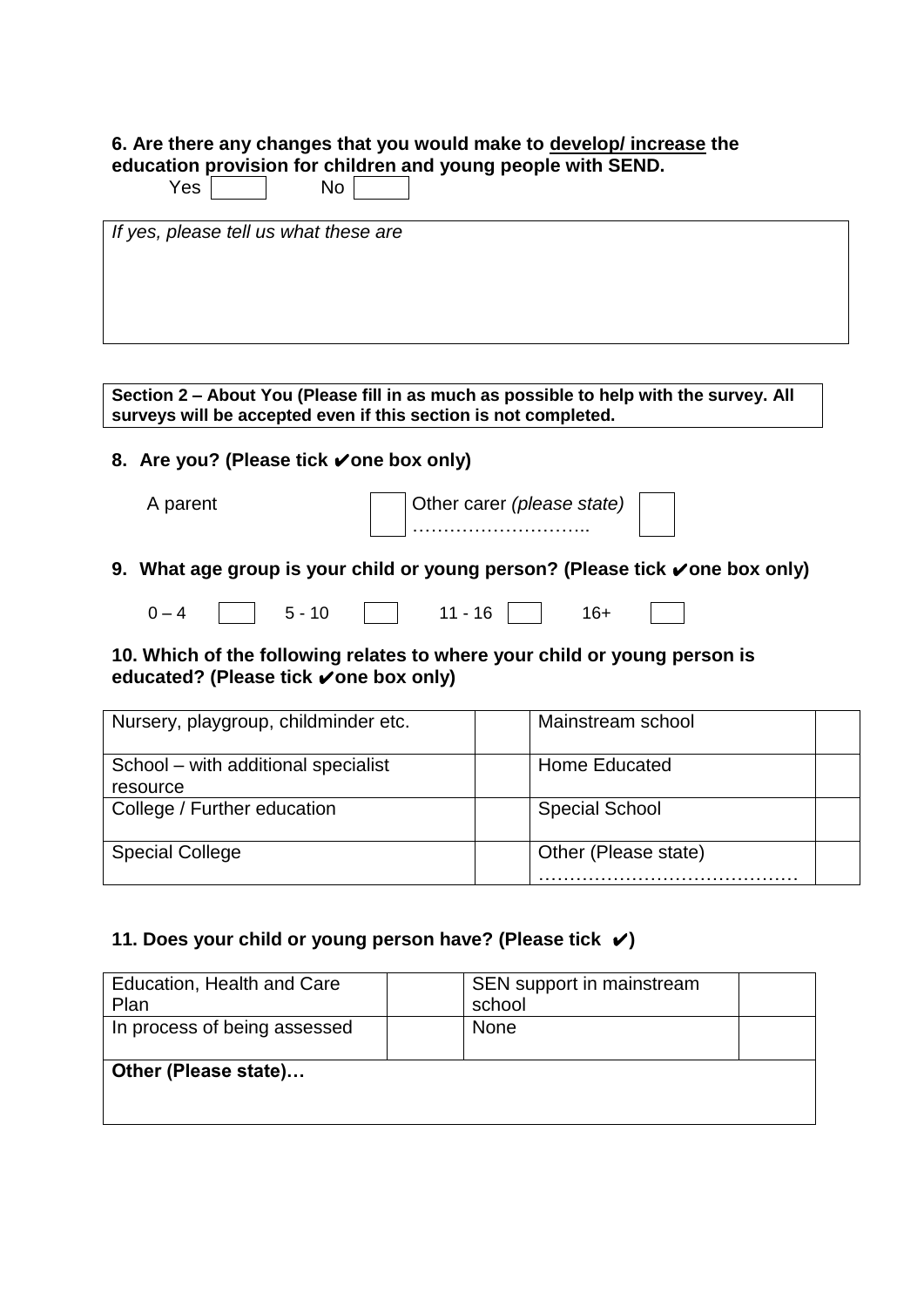**6. Are there any changes that you would make to <u>develop/ increase</u> the education provision for children and young people with SEND.**

Yes ☐ No ☐

| *If yes, please tell us what these are* |
|---|
| |

**Section 2 – About You (Please fill in as much as possible to help with the survey. All surveys will be accepted even if this section is not completed.**

**8. Are you? (Please tick ✔one box only)**

A parent ☐ Other carer *(please state)* ……………………….. ☐

**9. What age group is your child or young person? (Please tick ✔one box only)**

0 – 4 ☐ 5 - 10 ☐ 11 - 16 ☐ 16+ ☐

**10. Which of the following relates to where your child or young person is educated? (Please tick ✔one box only)**

| | | | |
|---|---|---|---|
| Nursery, playgroup, childminder etc. | | Mainstream school | |
| School – with additional specialist resource | | Home Educated | |
| College / Further education | | Special School | |
| Special College | | Other (Please state) …………………………………… | |

**11. Does your child or young person have? (Please tick ✔)**

| | | | |
|---|---|---|---|
| Education, Health and Care Plan | | SEN support in mainstream school | |
| In process of being assessed | | None | |
| **Other (Please state)…** | | | |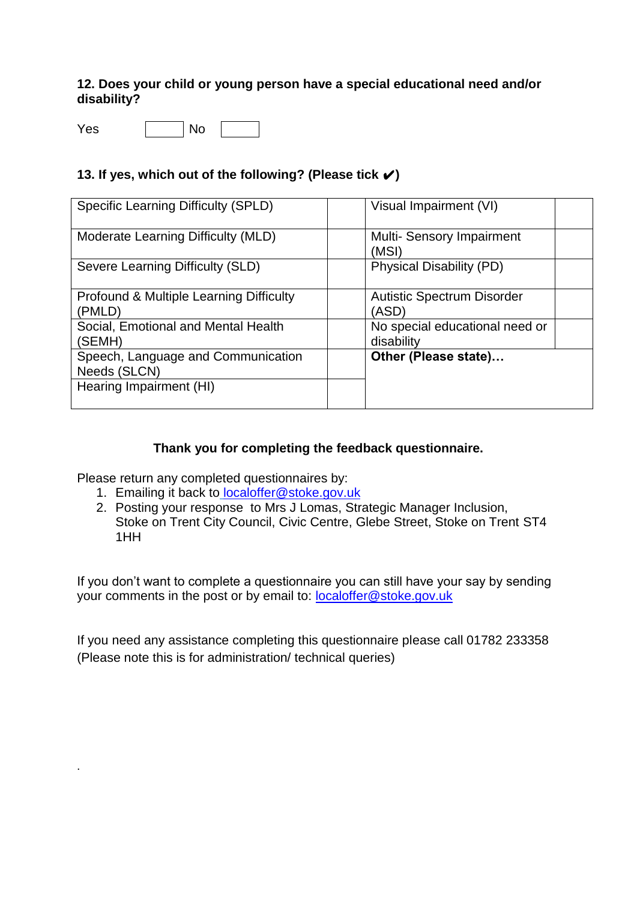**12. Does your child or young person have a special educational need and/or disability?**

Yes ☐ No ☐

**13. If yes, which out of the following? (Please tick ✔)**

| | | | |
|---|---|---|---|
| Specific Learning Difficulty (SPLD) | | Visual Impairment (VI) | |
| Moderate Learning Difficulty (MLD) | | Multi- Sensory Impairment (MSI) | |
| Severe Learning Difficulty (SLD) | | Physical Disability (PD) | |
| Profound & Multiple Learning Difficulty (PMLD) | | Autistic Spectrum Disorder (ASD) | |
| Social, Emotional and Mental Health (SEMH) | | No special educational need or disability | |
| Speech, Language and Communication Needs (SLCN) | | **Other (Please state)…** | |
| Hearing Impairment (HI) | | | |

**Thank you for completing the feedback questionnaire.**

Please return any completed questionnaires by:

1. Emailing it back to localoffer@stoke.gov.uk
2. Posting your response to Mrs J Lomas, Strategic Manager Inclusion, Stoke on Trent City Council, Civic Centre, Glebe Street, Stoke on Trent ST4 1HH

If you don't want to complete a questionnaire you can still have your say by sending your comments in the post or by email to: localoffer@stoke.gov.uk

If you need any assistance completing this questionnaire please call 01782 233358 (Please note this is for administration/ technical queries)